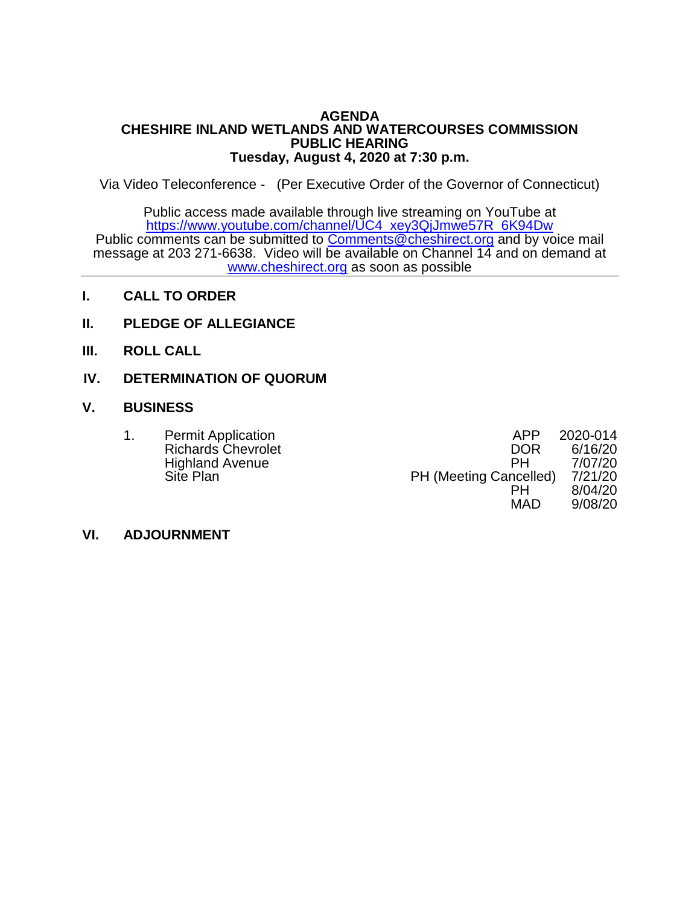# AGENDA
## CHESHIRE INLAND WETLANDS AND WATERCOURSES COMMISSION
## PUBLIC HEARING
## Tuesday, August 4, 2020 at 7:30 p.m.

Via Video Teleconference - (Per Executive Order of the Governor of Connecticut)

Public access made available through live streaming on YouTube at https://www.youtube.com/channel/UC4_xey3QjJmwe57R_6K94Dw
Public comments can be submitted to Comments@cheshirect.org and by voice mail message at 203 271-6638. Video will be available on Channel 14 and on demand at www.cheshirect.org as soon as possible

---

**I. CALL TO ORDER**

**II. PLEDGE OF ALLEGIANCE**

**III. ROLL CALL**

**IV. DETERMINATION OF QUORUM**

**V. BUSINESS**

1. Permit Application
   Richards Chevrolet
   Highland Avenue
   Site Plan

| | | |
|---|---|---|
| | APP | 2020-014 |
| | DOR | 6/16/20 |
| | PH | 7/07/20 |
| | PH (Meeting Cancelled) | 7/21/20 |
| | PH | 8/04/20 |
| | MAD | 9/08/20 |

**VI. ADJOURNMENT**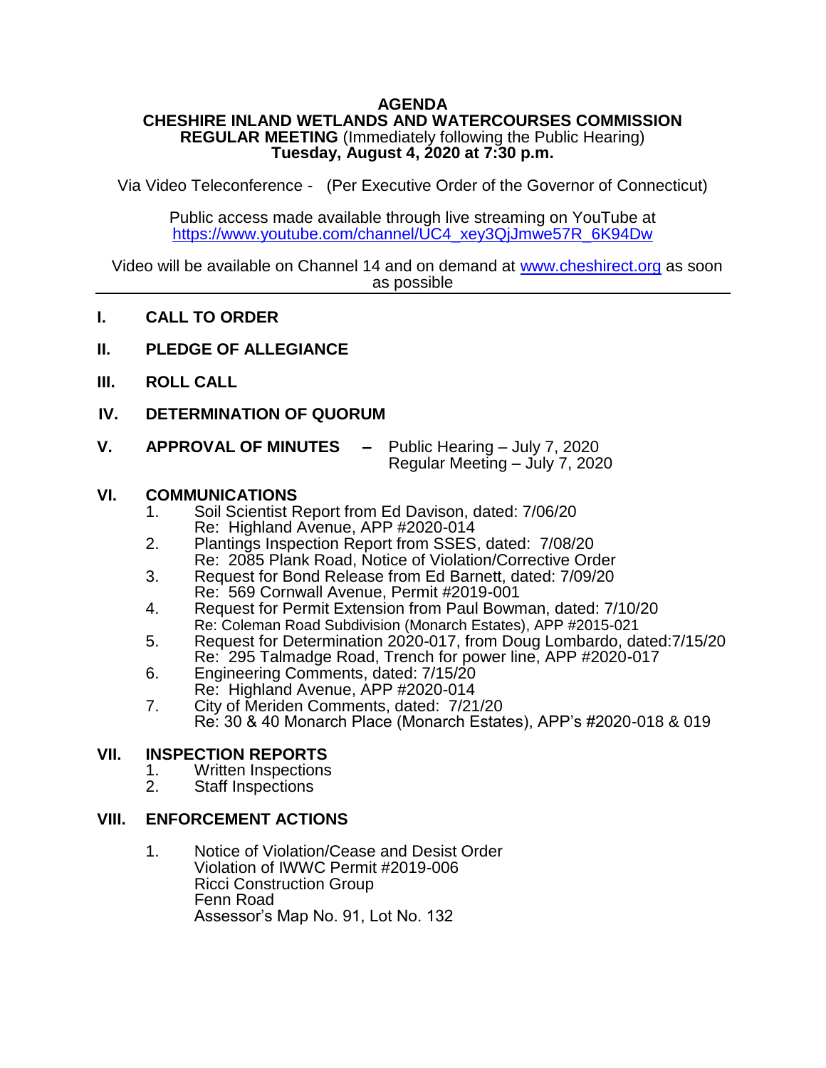**AGENDA**
**CHESHIRE INLAND WETLANDS AND WATERCOURSES COMMISSION**
**REGULAR MEETING** (Immediately following the Public Hearing)
**Tuesday, August 4, 2020 at 7:30 p.m.**

Via Video Teleconference - (Per Executive Order of the Governor of Connecticut)

Public access made available through live streaming on YouTube at
https://www.youtube.com/channel/UC4_xey3QjJmwe57R_6K94Dw

Video will be available on Channel 14 and on demand at www.cheshirect.org as soon as possible

---

**I. CALL TO ORDER**

**II. PLEDGE OF ALLEGIANCE**

**III. ROLL CALL**

**IV. DETERMINATION OF QUORUM**

**V. APPROVAL OF MINUTES –** Public Hearing – July 7, 2020
Regular Meeting – July 7, 2020

**VI. COMMUNICATIONS**

1. Soil Scientist Report from Ed Davison, dated: 7/06/20
   Re: Highland Avenue, APP #2020-014
2. Plantings Inspection Report from SSES, dated: 7/08/20
   Re: 2085 Plank Road, Notice of Violation/Corrective Order
3. Request for Bond Release from Ed Barnett, dated: 7/09/20
   Re: 569 Cornwall Avenue, Permit #2019-001
4. Request for Permit Extension from Paul Bowman, dated: 7/10/20
   Re: Coleman Road Subdivision (Monarch Estates), APP #2015-021
5. Request for Determination 2020-017, from Doug Lombardo, dated:7/15/20
   Re: 295 Talmadge Road, Trench for power line, APP #2020-017
6. Engineering Comments, dated: 7/15/20
   Re: Highland Avenue, APP #2020-014
7. City of Meriden Comments, dated: 7/21/20
   Re: 30 & 40 Monarch Place (Monarch Estates), APP's #2020-018 & 019

**VII. INSPECTION REPORTS**

1. Written Inspections
2. Staff Inspections

**VIII. ENFORCEMENT ACTIONS**

1. Notice of Violation/Cease and Desist Order
   Violation of IWWC Permit #2019-006
   Ricci Construction Group
   Fenn Road
   Assessor's Map No. 91, Lot No. 132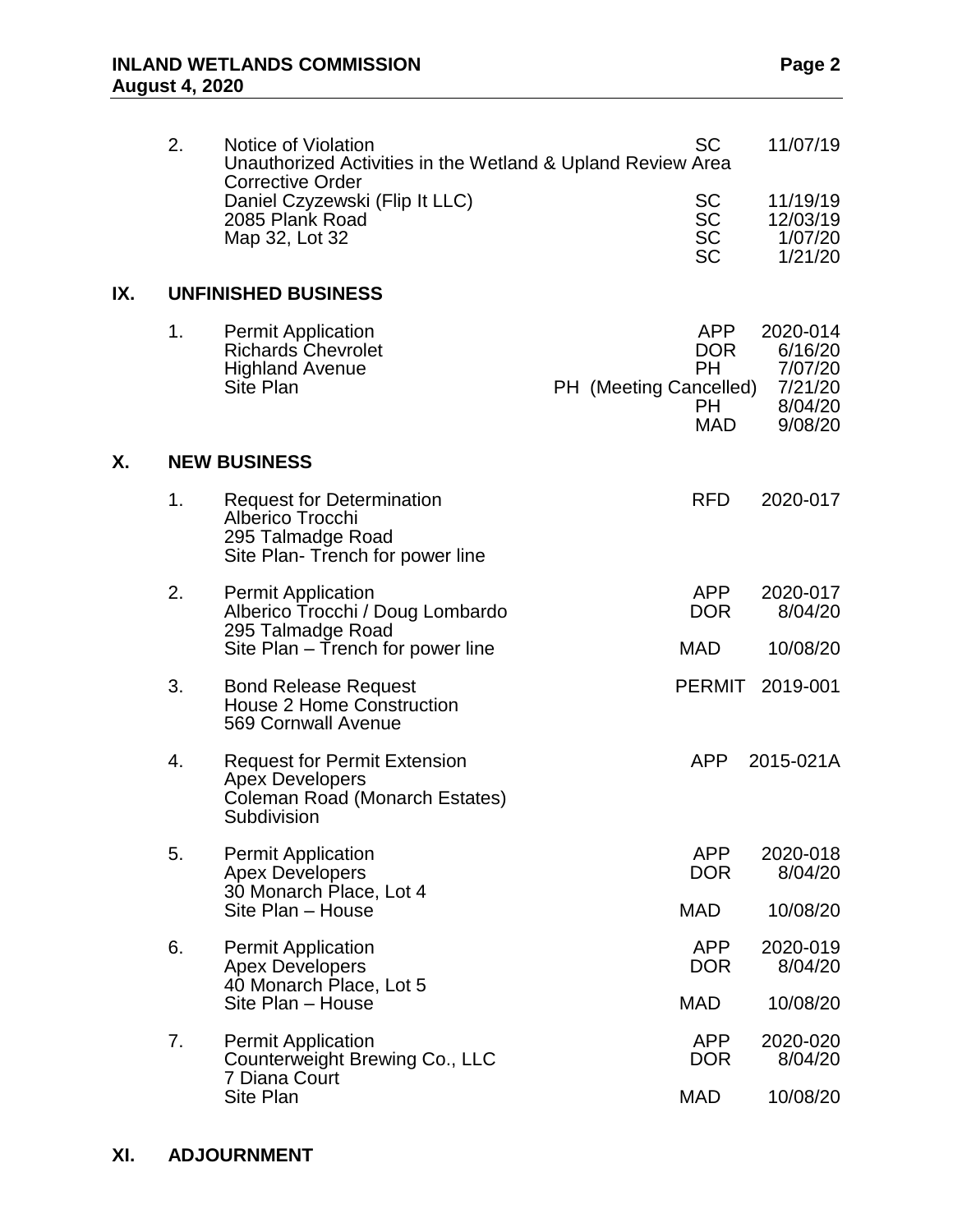2. Notice of Violation — SC — 11/07/19
   Unauthorized Activities in the Wetland & Upland Review Area
   Corrective Order
   Daniel Czyzewski (Flip It LLC) — SC — 11/19/19
   2085 Plank Road — SC — 12/03/19
   Map 32, Lot 32 — SC — 1/07/20
   SC — 1/21/20

## IX. UNFINISHED BUSINESS

1. Permit Application — APP — 2020-014
   Richards Chevrolet — DOR — 6/16/20
   Highland Avenue — PH — 7/07/20
   Site Plan — PH (Meeting Cancelled) — 7/21/20
   PH — 8/04/20
   MAD — 9/08/20

## X. NEW BUSINESS

1. Request for Determination — RFD — 2020-017
   Alberico Trocchi
   295 Talmadge Road
   Site Plan- Trench for power line

2. Permit Application — APP — 2020-017
   Alberico Trocchi / Doug Lombardo — DOR — 8/04/20
   295 Talmadge Road
   Site Plan – Trench for power line — MAD — 10/08/20

3. Bond Release Request — PERMIT — 2019-001
   House 2 Home Construction
   569 Cornwall Avenue

4. Request for Permit Extension — APP — 2015-021A
   Apex Developers
   Coleman Road (Monarch Estates)
   Subdivision

5. Permit Application — APP — 2020-018
   Apex Developers — DOR — 8/04/20
   30 Monarch Place, Lot 4
   Site Plan – House — MAD — 10/08/20

6. Permit Application — APP — 2020-019
   Apex Developers — DOR — 8/04/20
   40 Monarch Place, Lot 5
   Site Plan – House — MAD — 10/08/20

7. Permit Application — APP — 2020-020
   Counterweight Brewing Co., LLC — DOR — 8/04/20
   7 Diana Court
   Site Plan — MAD — 10/08/20

## XI. ADJOURNMENT